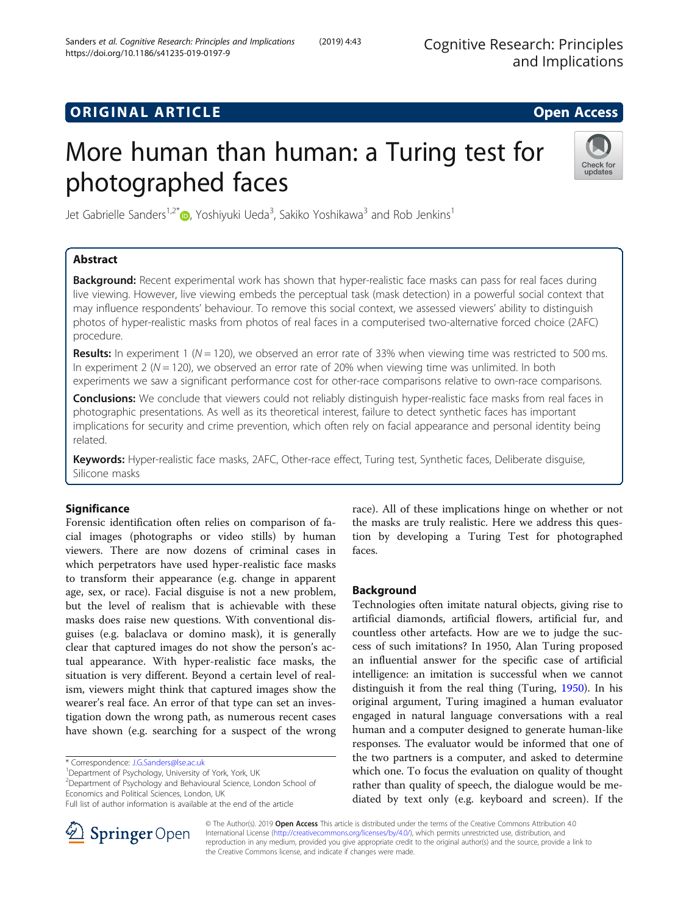ORIGINAL ARTICLE

Open Access

# More human than human: a Turing test for photographed faces

Jet Gabrielle Sanders[1,2*], Yoshiyuki Ueda[3], Sakiko Yoshikawa[3] and Rob Jenkins[1]

## Abstract

**Background:** Recent experimental work has shown that hyper-realistic face masks can pass for real faces during live viewing. However, live viewing embeds the perceptual task (mask detection) in a powerful social context that may influence respondents' behaviour. To remove this social context, we assessed viewers' ability to distinguish photos of hyper-realistic masks from photos of real faces in a computerised two-alternative forced choice (2AFC) procedure.

**Results:** In experiment 1 ($N = 120$), we observed an error rate of 33% when viewing time was restricted to 500 ms. In experiment 2 ($N = 120$), we observed an error rate of 20% when viewing time was unlimited. In both experiments we saw a significant performance cost for other-race comparisons relative to own-race comparisons.

**Conclusions:** We conclude that viewers could not reliably distinguish hyper-realistic face masks from real faces in photographic presentations. As well as its theoretical interest, failure to detect synthetic faces has important implications for security and crime prevention, which often rely on facial appearance and personal identity being related.

**Keywords:** Hyper-realistic face masks, 2AFC, Other-race effect, Turing test, Synthetic faces, Deliberate disguise, Silicone masks

## Significance

Forensic identification often relies on comparison of facial images (photographs or video stills) by human viewers. There are now dozens of criminal cases in which perpetrators have used hyper-realistic face masks to transform their appearance (e.g. change in apparent age, sex, or race). Facial disguise is not a new problem, but the level of realism that is achievable with these masks does raise new questions. With conventional disguises (e.g. balaclava or domino mask), it is generally clear that captured images do not show the person's actual appearance. With hyper-realistic face masks, the situation is very different. Beyond a certain level of realism, viewers might think that captured images show the wearer's real face. An error of that type can set an investigation down the wrong path, as numerous recent cases have shown (e.g. searching for a suspect of the wrong race). All of these implications hinge on whether or not the masks are truly realistic. Here we address this question by developing a Turing Test for photographed faces.

## Background

Technologies often imitate natural objects, giving rise to artificial diamonds, artificial flowers, artificial fur, and countless other artefacts. How are we to judge the success of such imitations? In 1950, Alan Turing proposed an influential answer for the specific case of artificial intelligence: an imitation is successful when we cannot distinguish it from the real thing (Turing, 1950). In his original argument, Turing imagined a human evaluator engaged in natural language conversations with a real human and a computer designed to generate human-like responses. The evaluator would be informed that one of the two partners is a computer, and asked to determine which one. To focus the evaluation on quality of thought rather than quality of speech, the dialogue would be mediated by text only (e.g. keyboard and screen). If the

\* Correspondence: J.G.Sanders@lse.ac.uk
[1]Department of Psychology, University of York, York, UK
[2]Department of Psychology and Behavioural Science, London School of Economics and Political Sciences, London, UK
Full list of author information is available at the end of the article

© The Author(s). 2019 **Open Access** This article is distributed under the terms of the Creative Commons Attribution 4.0 International License (http://creativecommons.org/licenses/by/4.0/), which permits unrestricted use, distribution, and reproduction in any medium, provided you give appropriate credit to the original author(s) and the source, provide a link to the Creative Commons license, and indicate if changes were made.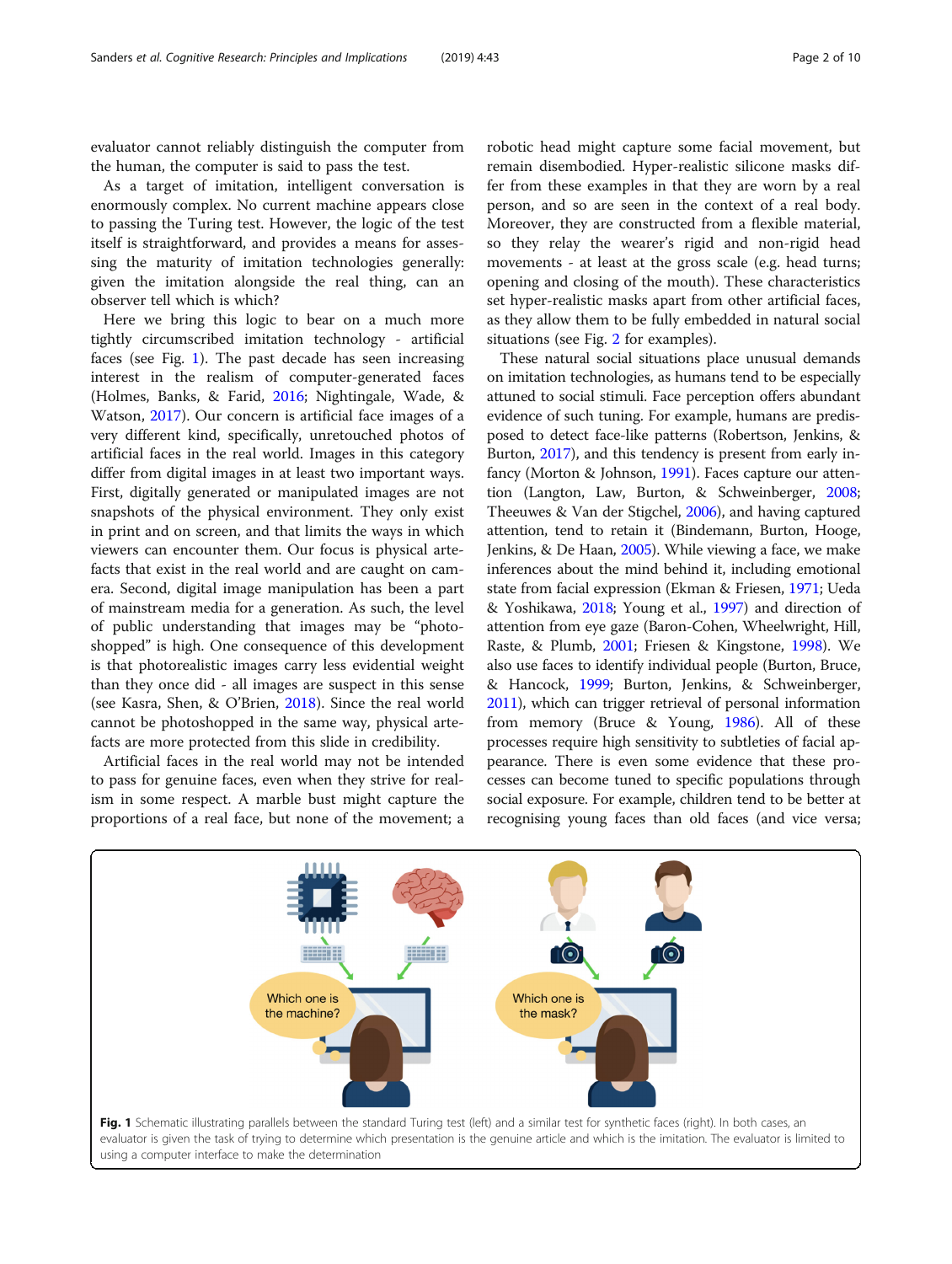evaluator cannot reliably distinguish the computer from the human, the computer is said to pass the test.

As a target of imitation, intelligent conversation is enormously complex. No current machine appears close to passing the Turing test. However, the logic of the test itself is straightforward, and provides a means for assessing the maturity of imitation technologies generally: given the imitation alongside the real thing, can an observer tell which is which?

Here we bring this logic to bear on a much more tightly circumscribed imitation technology - artificial faces (see Fig. 1). The past decade has seen increasing interest in the realism of computer-generated faces (Holmes, Banks, & Farid, 2016; Nightingale, Wade, & Watson, 2017). Our concern is artificial face images of a very different kind, specifically, unretouched photos of artificial faces in the real world. Images in this category differ from digital images in at least two important ways. First, digitally generated or manipulated images are not snapshots of the physical environment. They only exist in print and on screen, and that limits the ways in which viewers can encounter them. Our focus is physical artefacts that exist in the real world and are caught on camera. Second, digital image manipulation has been a part of mainstream media for a generation. As such, the level of public understanding that images may be "photoshopped" is high. One consequence of this development is that photorealistic images carry less evidential weight than they once did - all images are suspect in this sense (see Kasra, Shen, & O'Brien, 2018). Since the real world cannot be photoshopped in the same way, physical artefacts are more protected from this slide in credibility.

Artificial faces in the real world may not be intended to pass for genuine faces, even when they strive for realism in some respect. A marble bust might capture the proportions of a real face, but none of the movement; a robotic head might capture some facial movement, but remain disembodied. Hyper-realistic silicone masks differ from these examples in that they are worn by a real person, and so are seen in the context of a real body. Moreover, they are constructed from a flexible material, so they relay the wearer's rigid and non-rigid head movements - at least at the gross scale (e.g. head turns; opening and closing of the mouth). These characteristics set hyper-realistic masks apart from other artificial faces, as they allow them to be fully embedded in natural social situations (see Fig. 2 for examples).

These natural social situations place unusual demands on imitation technologies, as humans tend to be especially attuned to social stimuli. Face perception offers abundant evidence of such tuning. For example, humans are predisposed to detect face-like patterns (Robertson, Jenkins, & Burton, 2017), and this tendency is present from early infancy (Morton & Johnson, 1991). Faces capture our attention (Langton, Law, Burton, & Schweinberger, 2008; Theeuwes & Van der Stigchel, 2006), and having captured attention, tend to retain it (Bindemann, Burton, Hooge, Jenkins, & De Haan, 2005). While viewing a face, we make inferences about the mind behind it, including emotional state from facial expression (Ekman & Friesen, 1971; Ueda & Yoshikawa, 2018; Young et al., 1997) and direction of attention from eye gaze (Baron-Cohen, Wheelwright, Hill, Raste, & Plumb, 2001; Friesen & Kingstone, 1998). We also use faces to identify individual people (Burton, Bruce, & Hancock, 1999; Burton, Jenkins, & Schweinberger, 2011), which can trigger retrieval of personal information from memory (Bruce & Young, 1986). All of these processes require high sensitivity to subtleties of facial appearance. There is even some evidence that these processes can become tuned to specific populations through social exposure. For example, children tend to be better at recognising young faces than old faces (and vice versa;

**Fig. 1** Schematic illustrating parallels between the standard Turing test (left) and a similar test for synthetic faces (right). In both cases, an evaluator is given the task of trying to determine which presentation is the genuine article and which is the imitation. The evaluator is limited to using a computer interface to make the determination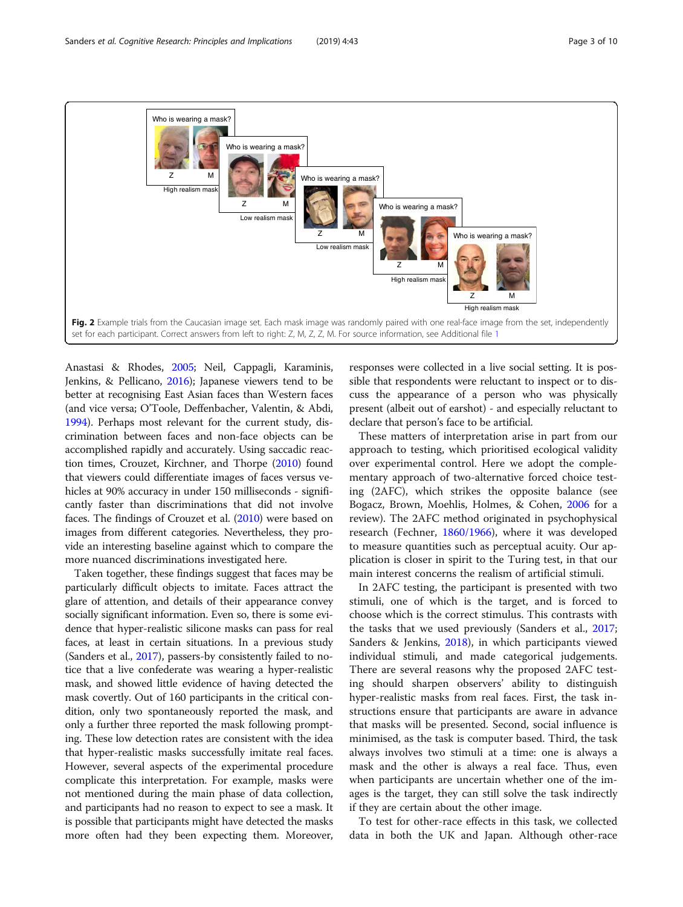Fig. 2 Example trials from the Caucasian image set. Each mask image was randomly paired with one real-face image from the set, independently set for each participant. Correct answers from left to right: Z, M, Z, Z, M. For source information, see Additional file 1

Anastasi & Rhodes, 2005; Neil, Cappagli, Karaminis, Jenkins, & Pellicano, 2016); Japanese viewers tend to be better at recognising East Asian faces than Western faces (and vice versa; O'Toole, Deffenbacher, Valentin, & Abdi, 1994). Perhaps most relevant for the current study, discrimination between faces and non-face objects can be accomplished rapidly and accurately. Using saccadic reaction times, Crouzet, Kirchner, and Thorpe (2010) found that viewers could differentiate images of faces versus vehicles at 90% accuracy in under 150 milliseconds - significantly faster than discriminations that did not involve faces. The findings of Crouzet et al. (2010) were based on images from different categories. Nevertheless, they provide an interesting baseline against which to compare the more nuanced discriminations investigated here.

Taken together, these findings suggest that faces may be particularly difficult objects to imitate. Faces attract the glare of attention, and details of their appearance convey socially significant information. Even so, there is some evidence that hyper-realistic silicone masks can pass for real faces, at least in certain situations. In a previous study (Sanders et al., 2017), passers-by consistently failed to notice that a live confederate was wearing a hyper-realistic mask, and showed little evidence of having detected the mask covertly. Out of 160 participants in the critical condition, only two spontaneously reported the mask, and only a further three reported the mask following prompting. These low detection rates are consistent with the idea that hyper-realistic masks successfully imitate real faces. However, several aspects of the experimental procedure complicate this interpretation. For example, masks were not mentioned during the main phase of data collection, and participants had no reason to expect to see a mask. It is possible that participants might have detected the masks more often had they been expecting them. Moreover, responses were collected in a live social setting. It is possible that respondents were reluctant to inspect or to discuss the appearance of a person who was physically present (albeit out of earshot) - and especially reluctant to declare that person's face to be artificial.

These matters of interpretation arise in part from our approach to testing, which prioritised ecological validity over experimental control. Here we adopt the complementary approach of two-alternative forced choice testing (2AFC), which strikes the opposite balance (see Bogacz, Brown, Moehlis, Holmes, & Cohen, 2006 for a review). The 2AFC method originated in psychophysical research (Fechner, 1860/1966), where it was developed to measure quantities such as perceptual acuity. Our application is closer in spirit to the Turing test, in that our main interest concerns the realism of artificial stimuli.

In 2AFC testing, the participant is presented with two stimuli, one of which is the target, and is forced to choose which is the correct stimulus. This contrasts with the tasks that we used previously (Sanders et al., 2017; Sanders & Jenkins, 2018), in which participants viewed individual stimuli, and made categorical judgements. There are several reasons why the proposed 2AFC testing should sharpen observers' ability to distinguish hyper-realistic masks from real faces. First, the task instructions ensure that participants are aware in advance that masks will be presented. Second, social influence is minimised, as the task is computer based. Third, the task always involves two stimuli at a time: one is always a mask and the other is always a real face. Thus, even when participants are uncertain whether one of the images is the target, they can still solve the task indirectly if they are certain about the other image.

To test for other-race effects in this task, we collected data in both the UK and Japan. Although other-race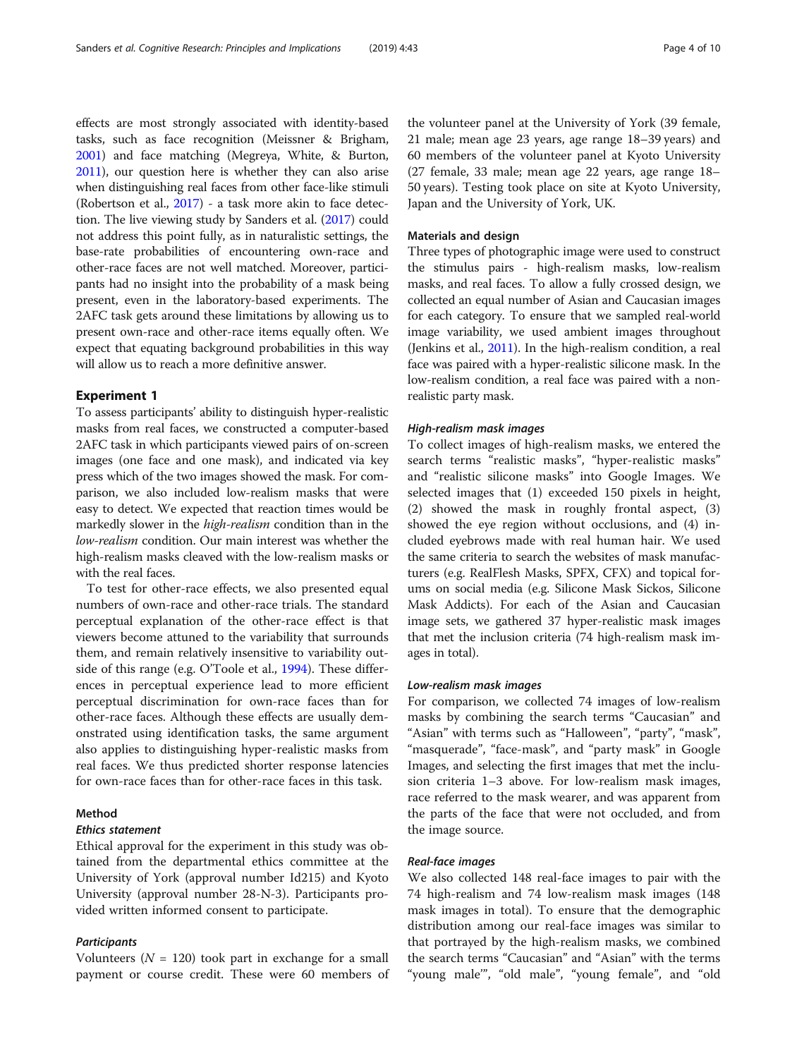effects are most strongly associated with identity-based tasks, such as face recognition (Meissner & Brigham, 2001) and face matching (Megreya, White, & Burton, 2011), our question here is whether they can also arise when distinguishing real faces from other face-like stimuli (Robertson et al., 2017) - a task more akin to face detection. The live viewing study by Sanders et al. (2017) could not address this point fully, as in naturalistic settings, the base-rate probabilities of encountering own-race and other-race faces are not well matched. Moreover, participants had no insight into the probability of a mask being present, even in the laboratory-based experiments. The 2AFC task gets around these limitations by allowing us to present own-race and other-race items equally often. We expect that equating background probabilities in this way will allow us to reach a more definitive answer.

## Experiment 1

To assess participants' ability to distinguish hyper-realistic masks from real faces, we constructed a computer-based 2AFC task in which participants viewed pairs of on-screen images (one face and one mask), and indicated via key press which of the two images showed the mask. For comparison, we also included low-realism masks that were easy to detect. We expected that reaction times would be markedly slower in the *high-realism* condition than in the *low-realism* condition. Our main interest was whether the high-realism masks cleaved with the low-realism masks or with the real faces.

To test for other-race effects, we also presented equal numbers of own-race and other-race trials. The standard perceptual explanation of the other-race effect is that viewers become attuned to the variability that surrounds them, and remain relatively insensitive to variability outside of this range (e.g. O'Toole et al., 1994). These differences in perceptual experience lead to more efficient perceptual discrimination for own-race faces than for other-race faces. Although these effects are usually demonstrated using identification tasks, the same argument also applies to distinguishing hyper-realistic masks from real faces. We thus predicted shorter response latencies for own-race faces than for other-race faces in this task.

### Method

#### *Ethics statement*

Ethical approval for the experiment in this study was obtained from the departmental ethics committee at the University of York (approval number Id215) and Kyoto University (approval number 28-N-3). Participants provided written informed consent to participate.

#### *Participants*

Volunteers ($N$ = 120) took part in exchange for a small payment or course credit. These were 60 members of the volunteer panel at the University of York (39 female, 21 male; mean age 23 years, age range 18–39 years) and 60 members of the volunteer panel at Kyoto University (27 female, 33 male; mean age 22 years, age range 18–50 years). Testing took place on site at Kyoto University, Japan and the University of York, UK.

### Materials and design

Three types of photographic image were used to construct the stimulus pairs - high-realism masks, low-realism masks, and real faces. To allow a fully crossed design, we collected an equal number of Asian and Caucasian images for each category. To ensure that we sampled real-world image variability, we used ambient images throughout (Jenkins et al., 2011). In the high-realism condition, a real face was paired with a hyper-realistic silicone mask. In the low-realism condition, a real face was paired with a non-realistic party mask.

#### *High-realism mask images*

To collect images of high-realism masks, we entered the search terms "realistic masks", "hyper-realistic masks" and "realistic silicone masks" into Google Images. We selected images that (1) exceeded 150 pixels in height, (2) showed the mask in roughly frontal aspect, (3) showed the eye region without occlusions, and (4) included eyebrows made with real human hair. We used the same criteria to search the websites of mask manufacturers (e.g. RealFlesh Masks, SPFX, CFX) and topical forums on social media (e.g. Silicone Mask Sickos, Silicone Mask Addicts). For each of the Asian and Caucasian image sets, we gathered 37 hyper-realistic mask images that met the inclusion criteria (74 high-realism mask images in total).

#### *Low-realism mask images*

For comparison, we collected 74 images of low-realism masks by combining the search terms "Caucasian" and "Asian" with terms such as "Halloween", "party", "mask", "masquerade", "face-mask", and "party mask" in Google Images, and selecting the first images that met the inclusion criteria 1–3 above. For low-realism mask images, race referred to the mask wearer, and was apparent from the parts of the face that were not occluded, and from the image source.

#### *Real-face images*

We also collected 148 real-face images to pair with the 74 high-realism and 74 low-realism mask images (148 mask images in total). To ensure that the demographic distribution among our real-face images was similar to that portrayed by the high-realism masks, we combined the search terms "Caucasian" and "Asian" with the terms "young male'", "old male", "young female", and "old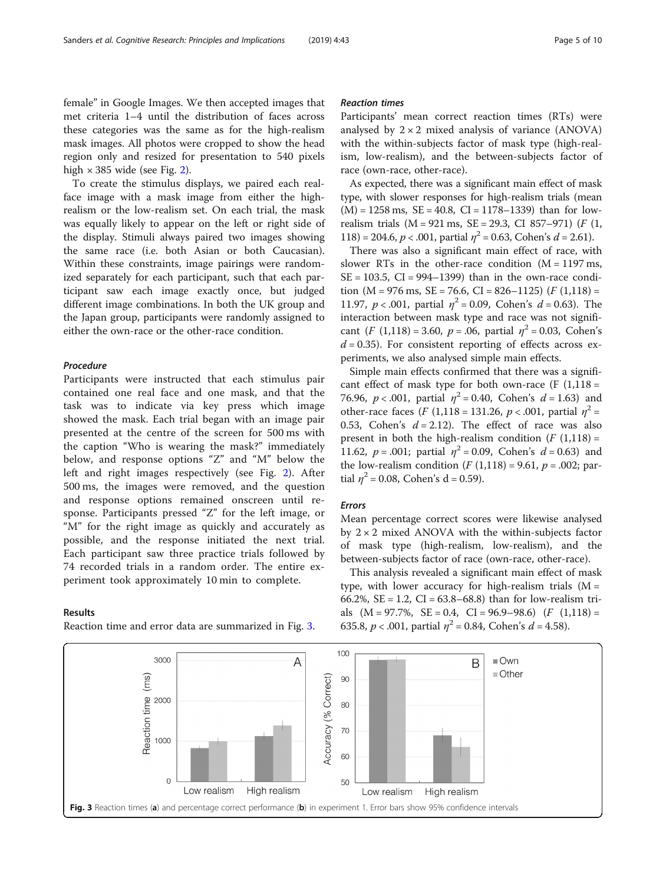female" in Google Images. We then accepted images that met criteria 1–4 until the distribution of faces across these categories was the same as for the high-realism mask images. All photos were cropped to show the head region only and resized for presentation to 540 pixels high × 385 wide (see Fig. 2).

To create the stimulus displays, we paired each real-face image with a mask image from either the high-realism or the low-realism set. On each trial, the mask was equally likely to appear on the left or right side of the display. Stimuli always paired two images showing the same race (i.e. both Asian or both Caucasian). Within these constraints, image pairings were randomized separately for each participant, such that each participant saw each image exactly once, but judged different image combinations. In both the UK group and the Japan group, participants were randomly assigned to either the own-race or the other-race condition.

#### *Procedure*

Participants were instructed that each stimulus pair contained one real face and one mask, and that the task was to indicate via key press which image showed the mask. Each trial began with an image pair presented at the centre of the screen for 500 ms with the caption "Who is wearing the mask?" immediately below, and response options "Z" and "M" below the left and right images respectively (see Fig. 2). After 500 ms, the images were removed, and the question and response options remained onscreen until response. Participants pressed "Z" for the left image, or "M" for the right image as quickly and accurately as possible, and the response initiated the next trial. Each participant saw three practice trials followed by 74 recorded trials in a random order. The entire experiment took approximately 10 min to complete.

### Results

Reaction time and error data are summarized in Fig. 3.

#### *Reaction times*

Participants' mean correct reaction times (RTs) were analysed by 2 × 2 mixed analysis of variance (ANOVA) with the within-subjects factor of mask type (high-realism, low-realism), and the between-subjects factor of race (own-race, other-race).

As expected, there was a significant main effect of mask type, with slower responses for high-realism trials (mean (M) = 1258 ms, SE = 40.8, CI = 1178–1339) than for low-realism trials (M = 921 ms, SE = 29.3, CI 857–971) ($F$ (1, 118) = 204.6, $p < .001$, partial $\eta^2 = 0.63$, Cohen's $d = 2.61$).

There was also a significant main effect of race, with slower RTs in the other-race condition (M = 1197 ms, SE = 103.5, CI = 994–1399) than in the own-race condition (M = 976 ms, SE = 76.6, CI = 826–1125) ($F$ (1,118) = 11.97, $p < .001$, partial $\eta^2 = 0.09$, Cohen's $d = 0.63$). The interaction between mask type and race was not significant ($F$ (1,118) = 3.60, $p = .06$, partial $\eta^2 = 0.03$, Cohen's $d = 0.35$). For consistent reporting of effects across experiments, we also analysed simple main effects.

Simple main effects confirmed that there was a significant effect of mask type for both own-race (F (1,118 = 76.96, $p < .001$, partial $\eta^2 = 0.40$, Cohen's $d = 1.63$) and other-race faces ($F$ (1,118 = 131.26, $p < .001$, partial $\eta^2 =$ 0.53, Cohen's $d = 2.12$). The effect of race was also present in both the high-realism condition ($F$ (1,118) = 11.62, $p = .001$; partial $\eta^2 = 0.09$, Cohen's $d = 0.63$) and the low-realism condition ($F$ (1,118) = 9.61, $p = .002$; partial $\eta^2 = 0.08$, Cohen's d = 0.59).

#### *Errors*

Mean percentage correct scores were likewise analysed by 2 × 2 mixed ANOVA with the within-subjects factor of mask type (high-realism, low-realism), and the between-subjects factor of race (own-race, other-race).

This analysis revealed a significant main effect of mask type, with lower accuracy for high-realism trials (M = 66.2%, SE = 1.2, CI = 63.8–68.8) than for low-realism trials (M = 97.7%, SE = 0.4, CI = 96.9–98.6) ($F$ (1,118) = 635.8, $p < .001$, partial $\eta^2 = 0.84$, Cohen's $d = 4.58$).

**Fig. 3** Reaction times (**a**) and percentage correct performance (**b**) in experiment 1. Error bars show 95% confidence intervals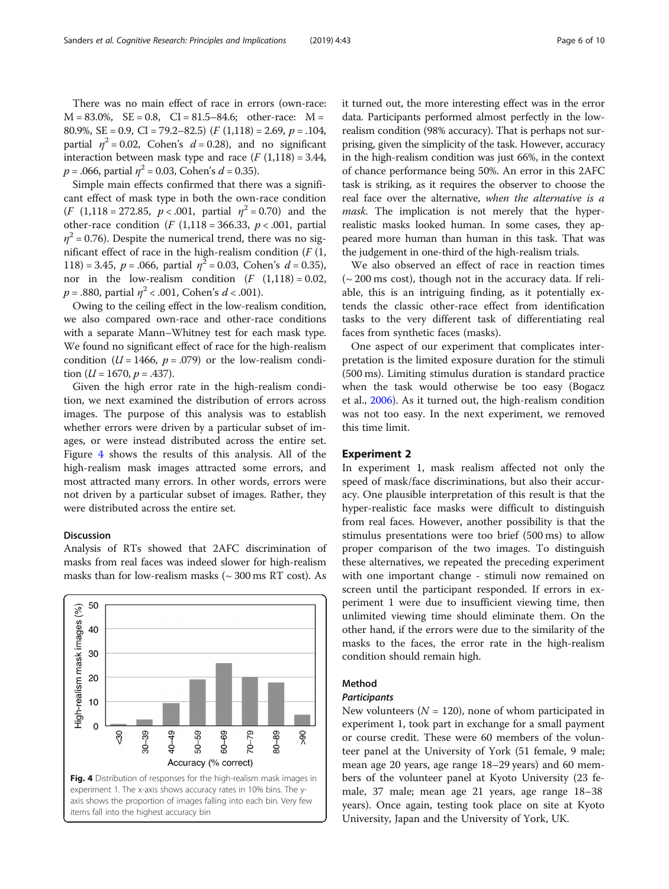There was no main effect of race in errors (own-race: M = 83.0%, SE = 0.8, CI = 81.5–84.6; other-race: M = 80.9%, SE = 0.9, CI = 79.2–82.5) ($F$ (1,118) = 2.69, $p$ = .104, partial $\eta^2$ = 0.02, Cohen's $d$ = 0.28), and no significant interaction between mask type and race ($F$ (1,118) = 3.44, $p$ = .066, partial $\eta^2$ = 0.03, Cohen's $d$ = 0.35).

Simple main effects confirmed that there was a significant effect of mask type in both the own-race condition ($F$ (1,118 = 272.85, $p$ < .001, partial $\eta^2$ = 0.70) and the other-race condition ($F$ (1,118 = 366.33, $p$ < .001, partial $\eta^2$ = 0.76). Despite the numerical trend, there was no significant effect of race in the high-realism condition ($F$ (1, 118) = 3.45, $p$ = .066, partial $\eta^2$ = 0.03, Cohen's $d$ = 0.35), nor in the low-realism condition ($F$ (1,118) = 0.02, $p$ = .880, partial $\eta^2$ < .001, Cohen's $d$ < .001).

Owing to the ceiling effect in the low-realism condition, we also compared own-race and other-race conditions with a separate Mann–Whitney test for each mask type. We found no significant effect of race for the high-realism condition ($U$ = 1466, $p$ = .079) or the low-realism condition ($U$ = 1670, $p$ = .437).

Given the high error rate in the high-realism condition, we next examined the distribution of errors across images. The purpose of this analysis was to establish whether errors were driven by a particular subset of images, or were instead distributed across the entire set. Figure 4 shows the results of this analysis. All of the high-realism mask images attracted some errors, and most attracted many errors. In other words, errors were not driven by a particular subset of images. Rather, they were distributed across the entire set.

### Discussion

Analysis of RTs showed that 2AFC discrimination of masks from real faces was indeed slower for high-realism masks than for low-realism masks (~ 300 ms RT cost). As it turned out, the more interesting effect was in the error data. Participants performed almost perfectly in the low-realism condition (98% accuracy). That is perhaps not surprising, given the simplicity of the task. However, accuracy in the high-realism condition was just 66%, in the context of chance performance being 50%. An error in this 2AFC task is striking, as it requires the observer to choose the real face over the alternative, *when the alternative is a mask*. The implication is not merely that the hyper-realistic masks looked human. In some cases, they appeared more human than human in this task. That was the judgement in one-third of the high-realism trials.

Fig. 4 Distribution of responses for the high-realism mask images in experiment 1. The x-axis shows accuracy rates in 10% bins. The y-axis shows the proportion of images falling into each bin. Very few items fall into the highest accuracy bin

We also observed an effect of race in reaction times (~ 200 ms cost), though not in the accuracy data. If reliable, this is an intriguing finding, as it potentially extends the classic other-race effect from identification tasks to the very different task of differentiating real faces from synthetic faces (masks).

One aspect of our experiment that complicates interpretation is the limited exposure duration for the stimuli (500 ms). Limiting stimulus duration is standard practice when the task would otherwise be too easy (Bogacz et al., 2006). As it turned out, the high-realism condition was not too easy. In the next experiment, we removed this time limit.

## Experiment 2

In experiment 1, mask realism affected not only the speed of mask/face discriminations, but also their accuracy. One plausible interpretation of this result is that the hyper-realistic face masks were difficult to distinguish from real faces. However, another possibility is that the stimulus presentations were too brief (500 ms) to allow proper comparison of the two images. To distinguish these alternatives, we repeated the preceding experiment with one important change - stimuli now remained on screen until the participant responded. If errors in experiment 1 were due to insufficient viewing time, then unlimited viewing time should eliminate them. On the other hand, if the errors were due to the similarity of the masks to the faces, the error rate in the high-realism condition should remain high.

### Method

#### *Participants*

New volunteers ($N$ = 120), none of whom participated in experiment 1, took part in exchange for a small payment or course credit. These were 60 members of the volunteer panel at the University of York (51 female, 9 male; mean age 20 years, age range 18–29 years) and 60 members of the volunteer panel at Kyoto University (23 female, 37 male; mean age 21 years, age range 18–38 years). Once again, testing took place on site at Kyoto University, Japan and the University of York, UK.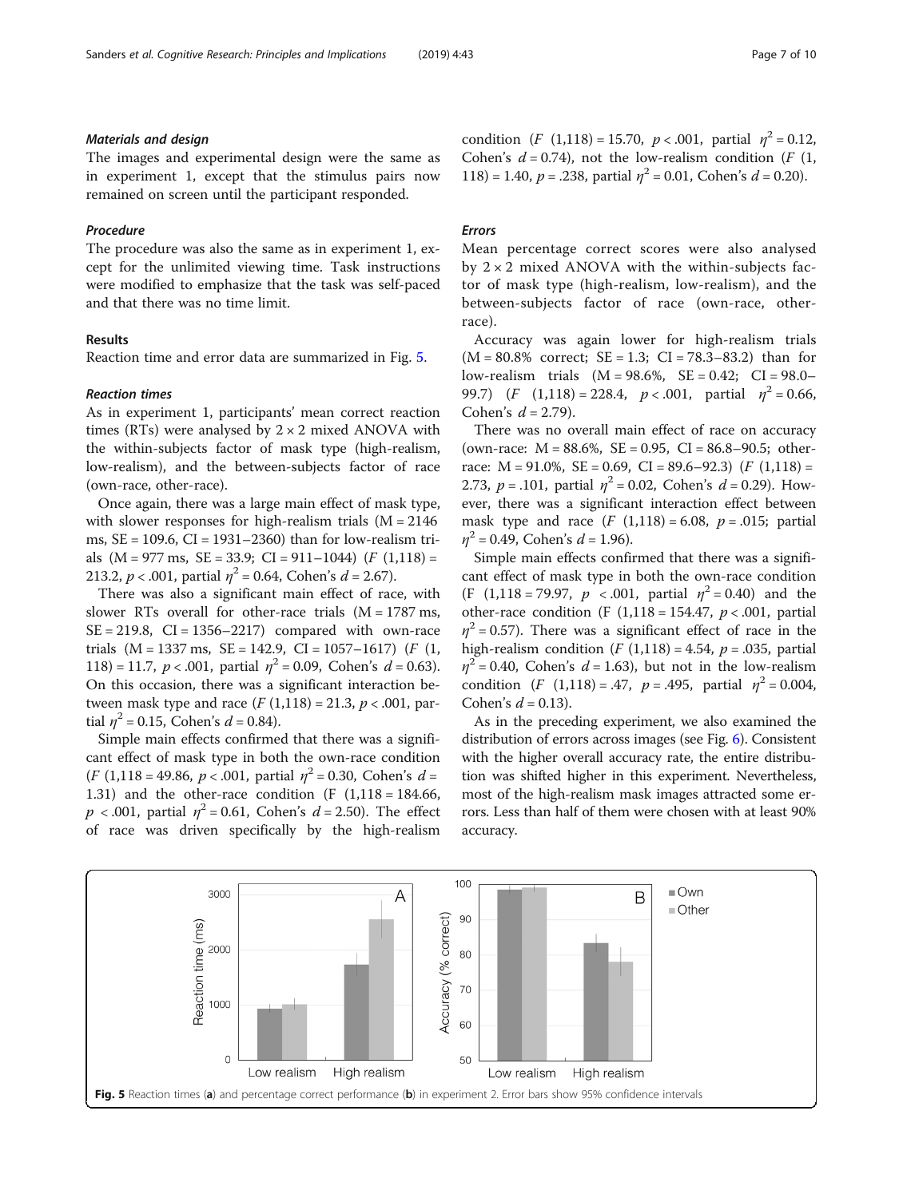### *Materials and design*

The images and experimental design were the same as in experiment 1, except that the stimulus pairs now remained on screen until the participant responded.

### *Procedure*

The procedure was also the same as in experiment 1, except for the unlimited viewing time. Task instructions were modified to emphasize that the task was self-paced and that there was no time limit.

### Results

Reaction time and error data are summarized in Fig. 5.

### *Reaction times*

As in experiment 1, participants' mean correct reaction times (RTs) were analysed by 2 × 2 mixed ANOVA with the within-subjects factor of mask type (high-realism, low-realism), and the between-subjects factor of race (own-race, other-race).

Once again, there was a large main effect of mask type, with slower responses for high-realism trials (M = 2146 ms, SE = 109.6, CI = 1931–2360) than for low-realism trials (M = 977 ms, SE = 33.9; CI = 911–1044) ($F$ (1,118) = 213.2, $p < .001$, partial $\eta^2 = 0.64$, Cohen's $d = 2.67$).

There was also a significant main effect of race, with slower RTs overall for other-race trials (M = 1787 ms, SE = 219.8, CI = 1356–2217) compared with own-race trials (M = 1337 ms, SE = 142.9, CI = 1057–1617) ($F$ (1, 118) = 11.7, $p < .001$, partial $\eta^2 = 0.09$, Cohen's $d = 0.63$). On this occasion, there was a significant interaction between mask type and race ($F$ (1,118) = 21.3, $p < .001$, partial $\eta^2 = 0.15$, Cohen's $d = 0.84$).

Simple main effects confirmed that there was a significant effect of mask type in both the own-race condition ($F$ (1,118 = 49.86, $p < .001$, partial $\eta^2 = 0.30$, Cohen's $d =$ 1.31) and the other-race condition (F (1,118 = 184.66, $p < .001$, partial $\eta^2 = 0.61$, Cohen's $d = 2.50$). The effect of race was driven specifically by the high-realism condition ($F$ (1,118) = 15.70, $p < .001$, partial $\eta^2 = 0.12$, Cohen's $d = 0.74$), not the low-realism condition ($F$ (1, 118) = 1.40, $p = .238$, partial $\eta^2 = 0.01$, Cohen's $d = 0.20$).

### *Errors*

Mean percentage correct scores were also analysed by 2 × 2 mixed ANOVA with the within-subjects factor of mask type (high-realism, low-realism), and the between-subjects factor of race (own-race, other-race).

Accuracy was again lower for high-realism trials (M = 80.8% correct; SE = 1.3; CI = 78.3–83.2) than for low-realism trials (M = 98.6%, SE = 0.42; CI = 98.0–99.7) ($F$ (1,118) = 228.4, $p < .001$, partial $\eta^2 = 0.66$, Cohen's $d = 2.79$).

There was no overall main effect of race on accuracy (own-race: M = 88.6%, SE = 0.95, CI = 86.8–90.5; other-race: M = 91.0%, SE = 0.69, CI = 89.6–92.3) ($F$ (1,118) = 2.73, $p = .101$, partial $\eta^2 = 0.02$, Cohen's $d = 0.29$). However, there was a significant interaction effect between mask type and race ($F$ (1,118) = 6.08, $p = .015$; partial $\eta^2 = 0.49$, Cohen's $d = 1.96$).

Simple main effects confirmed that there was a significant effect of mask type in both the own-race condition (F (1,118 = 79.97, $p < .001$, partial $\eta^2 = 0.40$) and the other-race condition (F (1,118 = 154.47, $p < .001$, partial $\eta^2 = 0.57$). There was a significant effect of race in the high-realism condition ($F$ (1,118) = 4.54, $p = .035$, partial $\eta^2 = 0.40$, Cohen's $d = 1.63$), but not in the low-realism condition ($F$ (1,118) = .47, $p = .495$, partial $\eta^2 = 0.004$, Cohen's $d = 0.13$).

As in the preceding experiment, we also examined the distribution of errors across images (see Fig. 6). Consistent with the higher overall accuracy rate, the entire distribution was shifted higher in this experiment. Nevertheless, most of the high-realism mask images attracted some errors. Less than half of them were chosen with at least 90% accuracy.

**Fig. 5** Reaction times (**a**) and percentage correct performance (**b**) in experiment 2. Error bars show 95% confidence intervals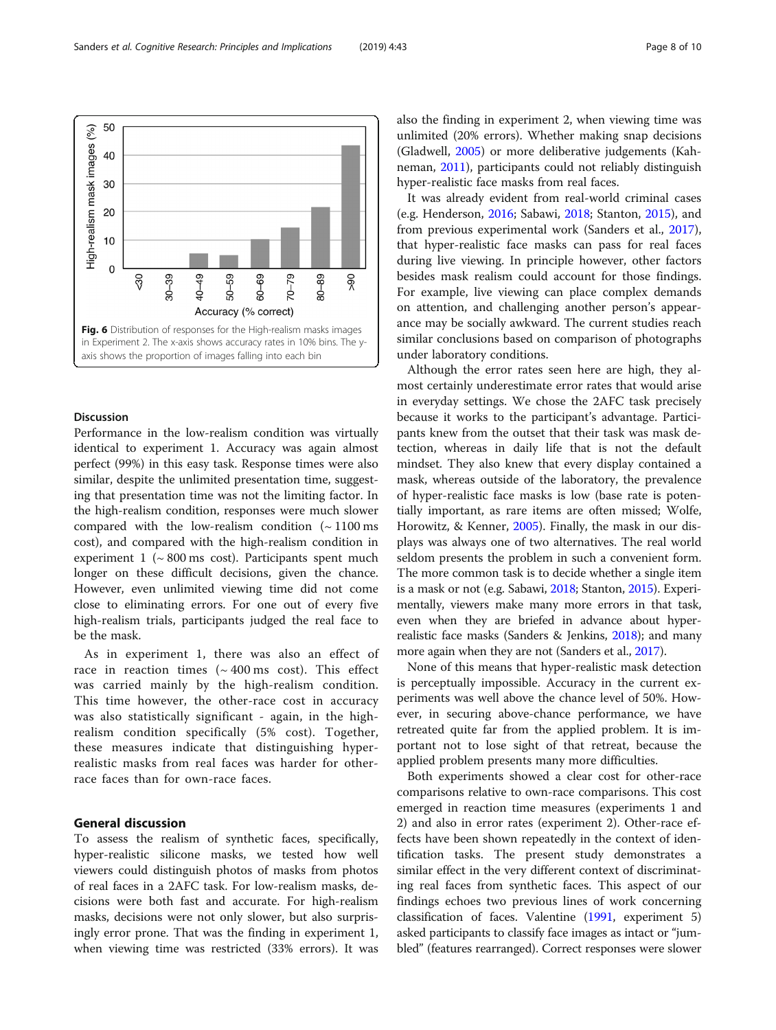Fig. 6 Distribution of responses for the High-realism masks images in Experiment 2. The x-axis shows accuracy rates in 10% bins. The y-axis shows the proportion of images falling into each bin

### Discussion

Performance in the low-realism condition was virtually identical to experiment 1. Accuracy was again almost perfect (99%) in this easy task. Response times were also similar, despite the unlimited presentation time, suggesting that presentation time was not the limiting factor. In the high-realism condition, responses were much slower compared with the low-realism condition (~ 1100 ms cost), and compared with the high-realism condition in experiment 1 (~ 800 ms cost). Participants spent much longer on these difficult decisions, given the chance. However, even unlimited viewing time did not come close to eliminating errors. For one out of every five high-realism trials, participants judged the real face to be the mask.

As in experiment 1, there was also an effect of race in reaction times (~ 400 ms cost). This effect was carried mainly by the high-realism condition. This time however, the other-race cost in accuracy was also statistically significant - again, in the high-realism condition specifically (5% cost). Together, these measures indicate that distinguishing hyper-realistic masks from real faces was harder for other-race faces than for own-race faces.

## General discussion

To assess the realism of synthetic faces, specifically, hyper-realistic silicone masks, we tested how well viewers could distinguish photos of masks from photos of real faces in a 2AFC task. For low-realism masks, decisions were both fast and accurate. For high-realism masks, decisions were not only slower, but also surprisingly error prone. That was the finding in experiment 1, when viewing time was restricted (33% errors). It was also the finding in experiment 2, when viewing time was unlimited (20% errors). Whether making snap decisions (Gladwell, 2005) or more deliberative judgements (Kahneman, 2011), participants could not reliably distinguish hyper-realistic face masks from real faces.

It was already evident from real-world criminal cases (e.g. Henderson, 2016; Sabawi, 2018; Stanton, 2015), and from previous experimental work (Sanders et al., 2017), that hyper-realistic face masks can pass for real faces during live viewing. In principle however, other factors besides mask realism could account for those findings. For example, live viewing can place complex demands on attention, and challenging another person's appearance may be socially awkward. The current studies reach similar conclusions based on comparison of photographs under laboratory conditions.

Although the error rates seen here are high, they almost certainly underestimate error rates that would arise in everyday settings. We chose the 2AFC task precisely because it works to the participant's advantage. Participants knew from the outset that their task was mask detection, whereas in daily life that is not the default mindset. They also knew that every display contained a mask, whereas outside of the laboratory, the prevalence of hyper-realistic face masks is low (base rate is potentially important, as rare items are often missed; Wolfe, Horowitz, & Kenner, 2005). Finally, the mask in our displays was always one of two alternatives. The real world seldom presents the problem in such a convenient form. The more common task is to decide whether a single item is a mask or not (e.g. Sabawi, 2018; Stanton, 2015). Experimentally, viewers make many more errors in that task, even when they are briefed in advance about hyper-realistic face masks (Sanders & Jenkins, 2018); and many more again when they are not (Sanders et al., 2017).

None of this means that hyper-realistic mask detection is perceptually impossible. Accuracy in the current experiments was well above the chance level of 50%. However, in securing above-chance performance, we have retreated quite far from the applied problem. It is important not to lose sight of that retreat, because the applied problem presents many more difficulties.

Both experiments showed a clear cost for other-race comparisons relative to own-race comparisons. This cost emerged in reaction time measures (experiments 1 and 2) and also in error rates (experiment 2). Other-race effects have been shown repeatedly in the context of identification tasks. The present study demonstrates a similar effect in the very different context of discriminating real faces from synthetic faces. This aspect of our findings echoes two previous lines of work concerning classification of faces. Valentine (1991, experiment 5) asked participants to classify face images as intact or "jumbled" (features rearranged). Correct responses were slower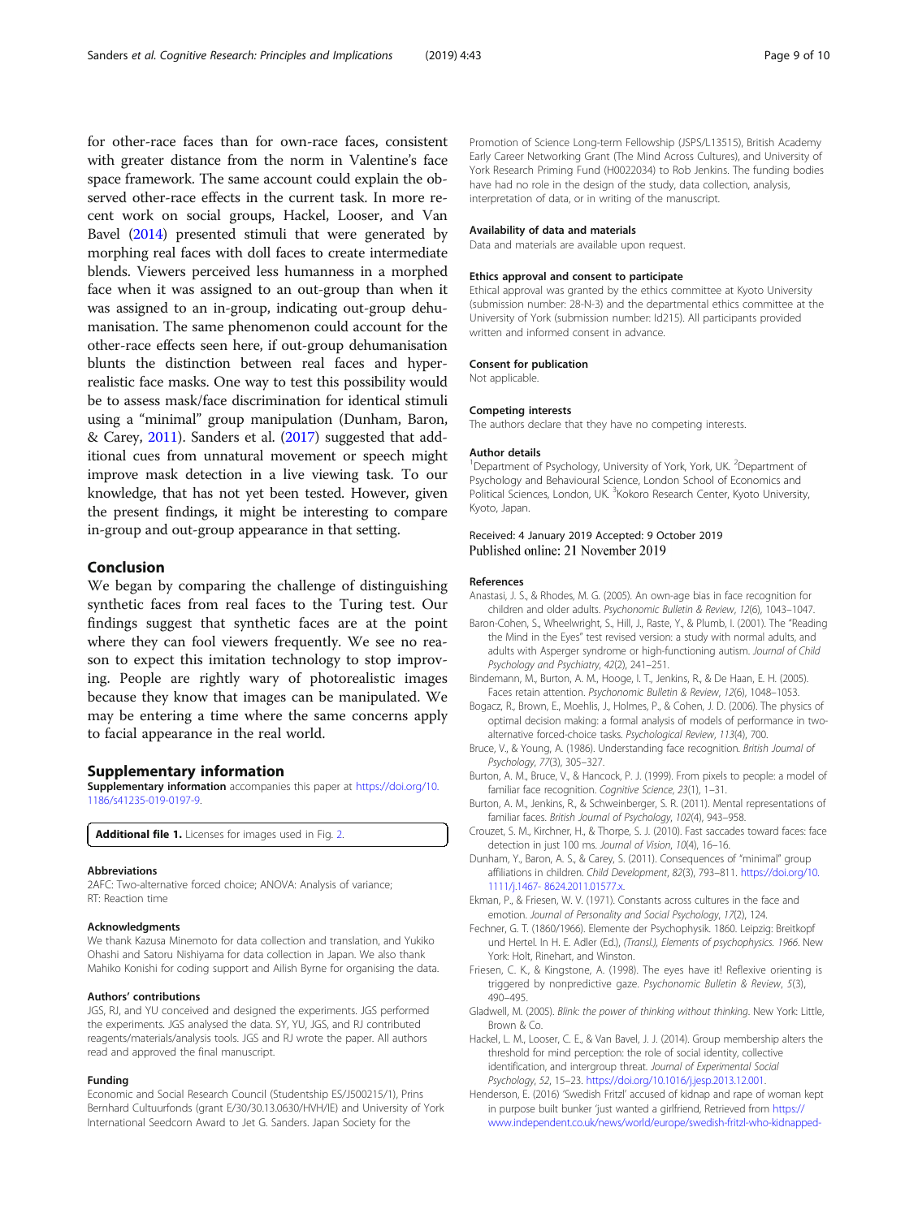for other-race faces than for own-race faces, consistent with greater distance from the norm in Valentine's face space framework. The same account could explain the observed other-race effects in the current task. In more recent work on social groups, Hackel, Looser, and Van Bavel (2014) presented stimuli that were generated by morphing real faces with doll faces to create intermediate blends. Viewers perceived less humanness in a morphed face when it was assigned to an out-group than when it was assigned to an in-group, indicating out-group dehumanisation. The same phenomenon could account for the other-race effects seen here, if out-group dehumanisation blunts the distinction between real faces and hyper-realistic face masks. One way to test this possibility would be to assess mask/face discrimination for identical stimuli using a "minimal" group manipulation (Dunham, Baron, & Carey, 2011). Sanders et al. (2017) suggested that additional cues from unnatural movement or speech might improve mask detection in a live viewing task. To our knowledge, that has not yet been tested. However, given the present findings, it might be interesting to compare in-group and out-group appearance in that setting.

## Conclusion

We began by comparing the challenge of distinguishing synthetic faces from real faces to the Turing test. Our findings suggest that synthetic faces are at the point where they can fool viewers frequently. We see no reason to expect this imitation technology to stop improving. People are rightly wary of photorealistic images because they know that images can be manipulated. We may be entering a time where the same concerns apply to facial appearance in the real world.

## Supplementary information

**Supplementary information** accompanies this paper at https://doi.org/10.1186/s41235-019-0197-9.

**Additional file 1.** Licenses for images used in Fig. 2.

#### Abbreviations

2AFC: Two-alternative forced choice; ANOVA: Analysis of variance; RT: Reaction time

#### Acknowledgments

We thank Kazusa Minemoto for data collection and translation, and Yukiko Ohashi and Satoru Nishiyama for data collection in Japan. We also thank Mahiko Konishi for coding support and Ailish Byrne for organising the data.

#### Authors' contributions

JGS, RJ, and YU conceived and designed the experiments. JGS performed the experiments. JGS analysed the data. SY, YU, JGS, and RJ contributed reagents/materials/analysis tools. JGS and RJ wrote the paper. All authors read and approved the final manuscript.

#### Funding

Economic and Social Research Council (Studentship ES/J500215/1), Prins Bernhard Cultuurfonds (grant E/30/30.13.0630/HVH/IE) and University of York International Seedcorn Award to Jet G. Sanders. Japan Society for the Promotion of Science Long-term Fellowship (JSPS/L13515), British Academy Early Career Networking Grant (The Mind Across Cultures), and University of York Research Priming Fund (H0022034) to Rob Jenkins. The funding bodies have had no role in the design of the study, data collection, analysis, interpretation of data, or in writing of the manuscript.

#### Availability of data and materials

Data and materials are available upon request.

#### Ethics approval and consent to participate

Ethical approval was granted by the ethics committee at Kyoto University (submission number: 28-N-3) and the departmental ethics committee at the University of York (submission number: Id215). All participants provided written and informed consent in advance.

#### Consent for publication

Not applicable.

#### Competing interests

The authors declare that they have no competing interests.

#### Author details

[1]Department of Psychology, University of York, York, UK. [2]Department of Psychology and Behavioural Science, London School of Economics and Political Sciences, London, UK. [3]Kokoro Research Center, Kyoto University, Kyoto, Japan.

Received: 4 January 2019 Accepted: 9 October 2019
Published online: 21 November 2019

#### References

Anastasi, J. S., & Rhodes, M. G. (2005). An own-age bias in face recognition for children and older adults. *Psychonomic Bulletin & Review*, *12*(6), 1043–1047.

Baron-Cohen, S., Wheelwright, S., Hill, J., Raste, Y., & Plumb, I. (2001). The "Reading the Mind in the Eyes" test revised version: a study with normal adults, and adults with Asperger syndrome or high-functioning autism. *Journal of Child Psychology and Psychiatry*, *42*(2), 241–251.

Bindemann, M., Burton, A. M., Hooge, I. T., Jenkins, R., & De Haan, E. H. (2005). Faces retain attention. *Psychonomic Bulletin & Review*, *12*(6), 1048–1053.

Bogacz, R., Brown, E., Moehlis, J., Holmes, P., & Cohen, J. D. (2006). The physics of optimal decision making: a formal analysis of models of performance in two-alternative forced-choice tasks. *Psychological Review*, *113*(4), 700.

Bruce, V., & Young, A. (1986). Understanding face recognition. *British Journal of Psychology*, *77*(3), 305–327.

Burton, A. M., Bruce, V., & Hancock, P. J. (1999). From pixels to people: a model of familiar face recognition. *Cognitive Science*, *23*(1), 1–31.

Burton, A. M., Jenkins, R., & Schweinberger, S. R. (2011). Mental representations of familiar faces. *British Journal of Psychology*, *102*(4), 943–958.

Crouzet, S. M., Kirchner, H., & Thorpe, S. J. (2010). Fast saccades toward faces: face detection in just 100 ms. *Journal of Vision*, *10*(4), 16–16.

Dunham, Y., Baron, A. S., & Carey, S. (2011). Consequences of "minimal" group affiliations in children. *Child Development*, *82*(3), 793–811. https://doi.org/10.1111/j.1467- 8624.2011.01577.x.

Ekman, P., & Friesen, W. V. (1971). Constants across cultures in the face and emotion. *Journal of Personality and Social Psychology*, *17*(2), 124.

Fechner, G. T. (1860/1966). Elemente der Psychophysik. 1860. Leipzig: Breitkopf und Hertel. In H. E. Adler (Ed.), *(Transl.), Elements of psychophysics. 1966*. New York: Holt, Rinehart, and Winston.

Friesen, C. K., & Kingstone, A. (1998). The eyes have it! Reflexive orienting is triggered by nonpredictive gaze. *Psychonomic Bulletin & Review*, *5*(3), 490–495.

Gladwell, M. (2005). *Blink: the power of thinking without thinking*. New York: Little, Brown & Co.

Hackel, L. M., Looser, C. E., & Van Bavel, J. J. (2014). Group membership alters the threshold for mind perception: the role of social identity, collective identification, and intergroup threat. *Journal of Experimental Social Psychology*, *52*, 15–23. https://doi.org/10.1016/j.jesp.2013.12.001.

Henderson, E. (2016) 'Swedish Fritzl' accused of kidnap and rape of woman kept in purpose built bunker 'just wanted a girlfriend, Retrieved from https://www.independent.co.uk/news/world/europe/swedish-fritzl-who-kidnapped-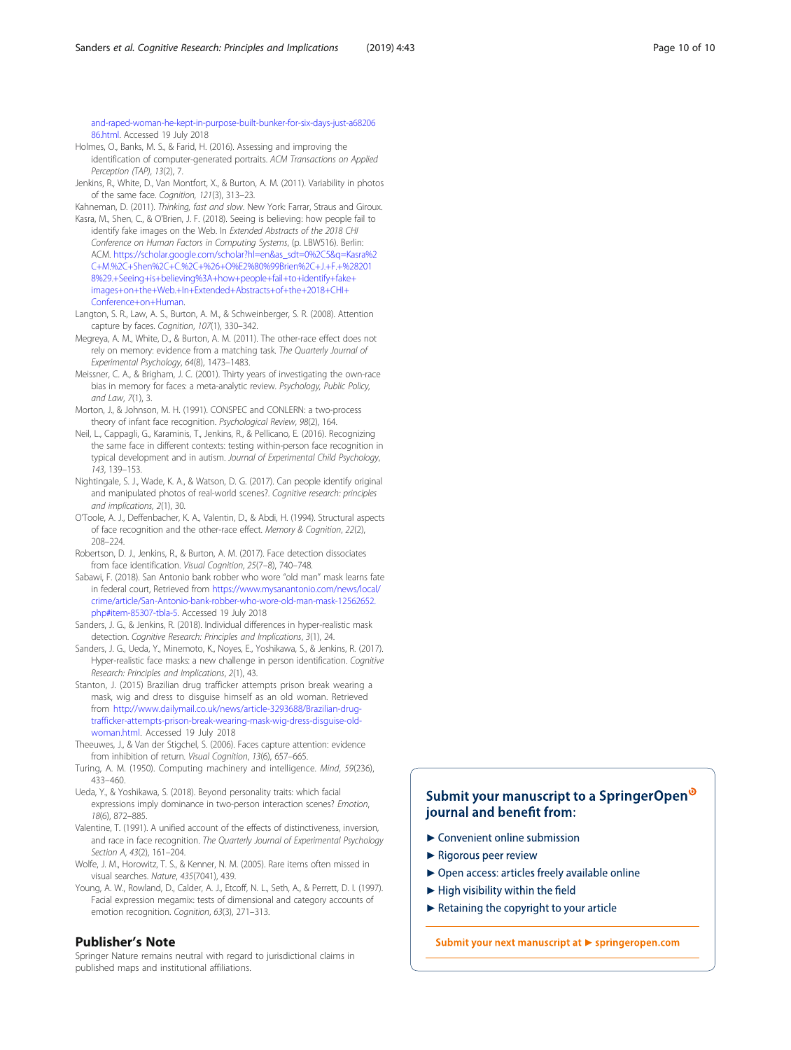and-raped-woman-he-kept-in-purpose-built-bunker-for-six-days-just-a6820686.html. Accessed 19 July 2018

Holmes, O., Banks, M. S., & Farid, H. (2016). Assessing and improving the identification of computer-generated portraits. *ACM Transactions on Applied Perception (TAP)*, *13*(2), 7.

Jenkins, R., White, D., Van Montfort, X., & Burton, A. M. (2011). Variability in photos of the same face. *Cognition*, *121*(3), 313–23.

Kahneman, D. (2011). *Thinking, fast and slow*. New York: Farrar, Straus and Giroux.

Kasra, M., Shen, C., & O'Brien, J. F. (2018). Seeing is believing: how people fail to identify fake images on the Web. In *Extended Abstracts of the 2018 CHI Conference on Human Factors in Computing Systems*, (p. LBW516). Berlin: ACM. https://scholar.google.com/scholar?hl=en&as_sdt=0%2C5&q=Kasra%2C+M.%2C+Shen%2C+C.%2C+%26+O%E2%80%99Brien%2C+J.+F.+%282018%29.+Seeing+is+believing%3A+how+people+fail+to+identify+fake+images+on+the+Web.+In+Extended+Abstracts+of+the+2018+CHI+Conference+on+Human.

Langton, S. R., Law, A. S., Burton, A. M., & Schweinberger, S. R. (2008). Attention capture by faces. *Cognition*, *107*(1), 330–342.

Megreya, A. M., White, D., & Burton, A. M. (2011). The other-race effect does not rely on memory: evidence from a matching task. *The Quarterly Journal of Experimental Psychology*, *64*(8), 1473–1483.

Meissner, C. A., & Brigham, J. C. (2001). Thirty years of investigating the own-race bias in memory for faces: a meta-analytic review. *Psychology, Public Policy, and Law*, *7*(1), 3.

Morton, J., & Johnson, M. H. (1991). CONSPEC and CONLERN: a two-process theory of infant face recognition. *Psychological Review*, *98*(2), 164.

Neil, L., Cappagli, G., Karaminis, T., Jenkins, R., & Pellicano, E. (2016). Recognizing the same face in different contexts: testing within-person face recognition in typical development and in autism. *Journal of Experimental Child Psychology*, *143*, 139–153.

Nightingale, S. J., Wade, K. A., & Watson, D. G. (2017). Can people identify original and manipulated photos of real-world scenes?. *Cognitive research: principles and implications*, *2*(1), 30.

O'Toole, A. J., Deffenbacher, K. A., Valentin, D., & Abdi, H. (1994). Structural aspects of face recognition and the other-race effect. *Memory & Cognition*, *22*(2), 208–224.

Robertson, D. J., Jenkins, R., & Burton, A. M. (2017). Face detection dissociates from face identification. *Visual Cognition*, *25*(7–8), 740–748.

Sabawi, F. (2018). San Antonio bank robber who wore "old man" mask learns fate in federal court, Retrieved from https://www.mysanantonio.com/news/local/crime/article/San-Antonio-bank-robber-who-wore-old-man-mask-12562652.php#item-85307-tbla-5. Accessed 19 July 2018

Sanders, J. G., & Jenkins, R. (2018). Individual differences in hyper-realistic mask detection. *Cognitive Research: Principles and Implications*, *3*(1), 24.

Sanders, J. G., Ueda, Y., Minemoto, K., Noyes, E., Yoshikawa, S., & Jenkins, R. (2017). Hyper-realistic face masks: a new challenge in person identification. *Cognitive Research: Principles and Implications*, *2*(1), 43.

Stanton, J. (2015) Brazilian drug trafficker attempts prison break wearing a mask, wig and dress to disguise himself as an old woman. Retrieved from http://www.dailymail.co.uk/news/article-3293688/Brazilian-drug-trafficker-attempts-prison-break-wearing-mask-wig-dress-disguise-old-woman.html. Accessed 19 July 2018

Theeuwes, J., & Van der Stigchel, S. (2006). Faces capture attention: evidence from inhibition of return. *Visual Cognition*, *13*(6), 657–665.

Turing, A. M. (1950). Computing machinery and intelligence. *Mind*, *59*(236), 433–460.

Ueda, Y., & Yoshikawa, S. (2018). Beyond personality traits: which facial expressions imply dominance in two-person interaction scenes? *Emotion*, *18*(6), 872–885.

Valentine, T. (1991). A unified account of the effects of distinctiveness, inversion, and race in face recognition. *The Quarterly Journal of Experimental Psychology Section A*, *43*(2), 161–204.

Wolfe, J. M., Horowitz, T. S., & Kenner, N. M. (2005). Rare items often missed in visual searches. *Nature*, *435*(7041), 439.

Young, A. W., Rowland, D., Calder, A. J., Etcoff, N. L., Seth, A., & Perrett, D. I. (1997). Facial expression megamix: tests of dimensional and category accounts of emotion recognition. *Cognition*, *63*(3), 271–313.

## Publisher's Note

Springer Nature remains neutral with regard to jurisdictional claims in published maps and institutional affiliations.

**Submit your manuscript to a SpringerOpen journal and benefit from:**

- ► Convenient online submission
- ► Rigorous peer review
- ► Open access: articles freely available online
- ► High visibility within the field
- ► Retaining the copyright to your article

**Submit your next manuscript at ► springeropen.com**